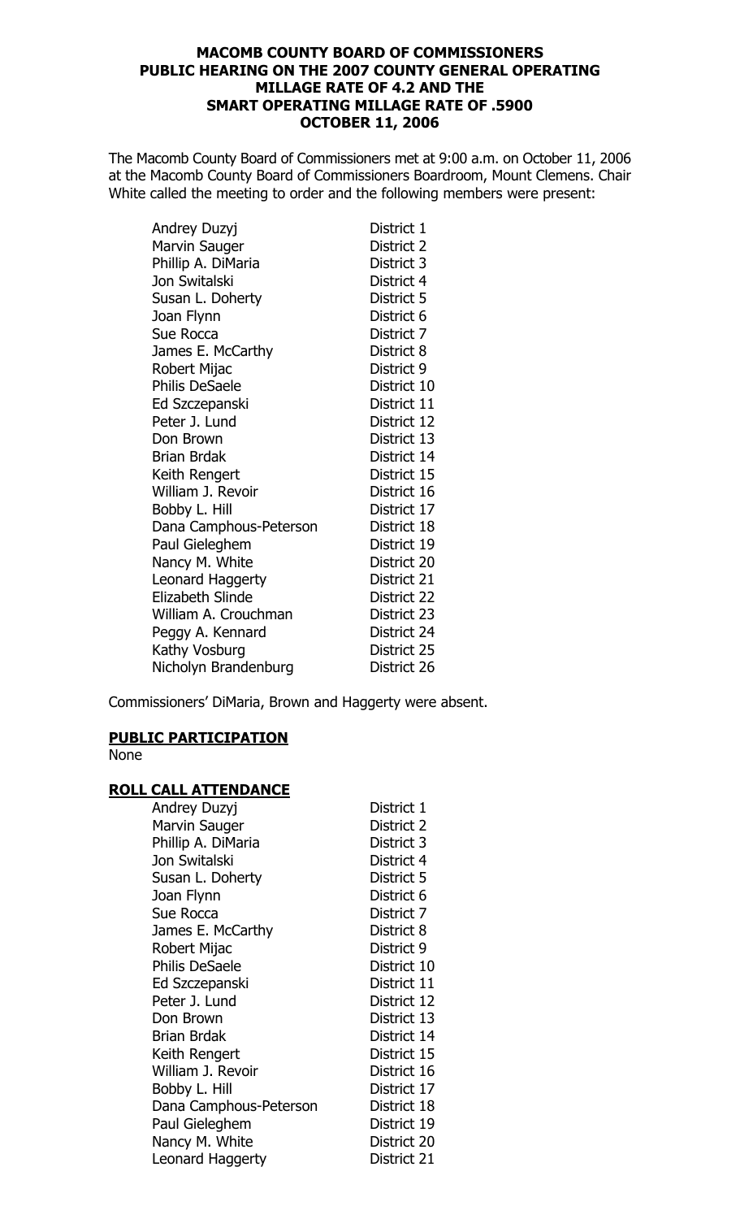**MACOMB COUNTY BOARD OF COMMISSIONERS**
**PUBLIC HEARING ON THE 2007 COUNTY GENERAL OPERATING MILLAGE RATE OF 4.2 AND THE SMART OPERATING MILLAGE RATE OF .5900**
**OCTOBER 11, 2006**

The Macomb County Board of Commissioners met at 9:00 a.m. on October 11, 2006 at the Macomb County Board of Commissioners Boardroom, Mount Clemens. Chair White called the meeting to order and the following members were present:

| | |
|---|---|
| Andrey Duzyj | District 1 |
| Marvin Sauger | District 2 |
| Phillip A. DiMaria | District 3 |
| Jon Switalski | District 4 |
| Susan L. Doherty | District 5 |
| Joan Flynn | District 6 |
| Sue Rocca | District 7 |
| James E. McCarthy | District 8 |
| Robert Mijac | District 9 |
| Philis DeSaele | District 10 |
| Ed Szczepanski | District 11 |
| Peter J. Lund | District 12 |
| Don Brown | District 13 |
| Brian Brdak | District 14 |
| Keith Rengert | District 15 |
| William J. Revoir | District 16 |
| Bobby L. Hill | District 17 |
| Dana Camphous-Peterson | District 18 |
| Paul Gieleghem | District 19 |
| Nancy M. White | District 20 |
| Leonard Haggerty | District 21 |
| Elizabeth Slinde | District 22 |
| William A. Crouchman | District 23 |
| Peggy A. Kennard | District 24 |
| Kathy Vosburg | District 25 |
| Nicholyn Brandenburg | District 26 |

Commissioners' DiMaria, Brown and Haggerty were absent.

**PUBLIC PARTICIPATION**

None

**ROLL CALL ATTENDANCE**

| | |
|---|---|
| Andrey Duzyj | District 1 |
| Marvin Sauger | District 2 |
| Phillip A. DiMaria | District 3 |
| Jon Switalski | District 4 |
| Susan L. Doherty | District 5 |
| Joan Flynn | District 6 |
| Sue Rocca | District 7 |
| James E. McCarthy | District 8 |
| Robert Mijac | District 9 |
| Philis DeSaele | District 10 |
| Ed Szczepanski | District 11 |
| Peter J. Lund | District 12 |
| Don Brown | District 13 |
| Brian Brdak | District 14 |
| Keith Rengert | District 15 |
| William J. Revoir | District 16 |
| Bobby L. Hill | District 17 |
| Dana Camphous-Peterson | District 18 |
| Paul Gieleghem | District 19 |
| Nancy M. White | District 20 |
| Leonard Haggerty | District 21 |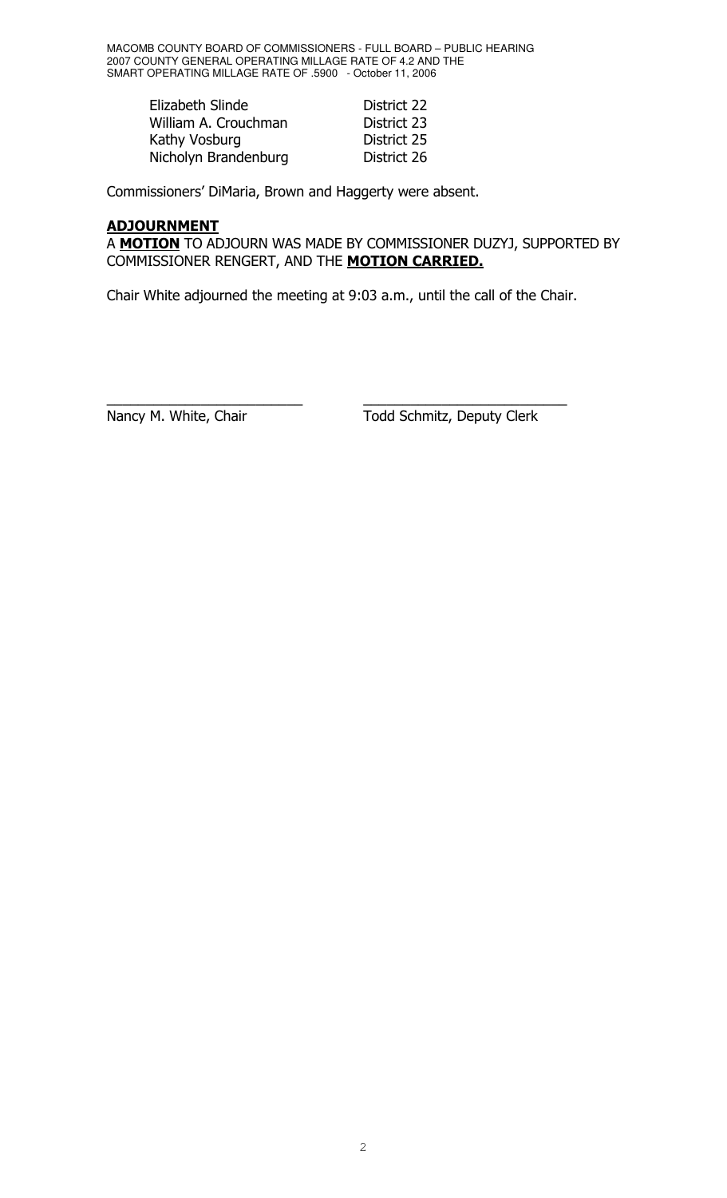| | |
|---|---|
| Elizabeth Slinde | District 22 |
| William A. Crouchman | District 23 |
| Kathy Vosburg | District 25 |
| Nicholyn Brandenburg | District 26 |

Commissioners' DiMaria, Brown and Haggerty were absent.

## ADJOURNMENT

A **MOTION** TO ADJOURN WAS MADE BY COMMISSIONER DUZYJ, SUPPORTED BY COMMISSIONER RENGERT, AND THE **MOTION CARRIED.**

Chair White adjourned the meeting at 9:03 a.m., until the call of the Chair.

| | |
|---|---|
| \_\_\_\_\_\_\_\_\_\_\_\_\_\_\_\_\_\_\_\_\_\_\_\_\_\_ | \_\_\_\_\_\_\_\_\_\_\_\_\_\_\_\_\_\_\_\_\_\_\_\_\_\_ |
| Nancy M. White, Chair | Todd Schmitz, Deputy Clerk |